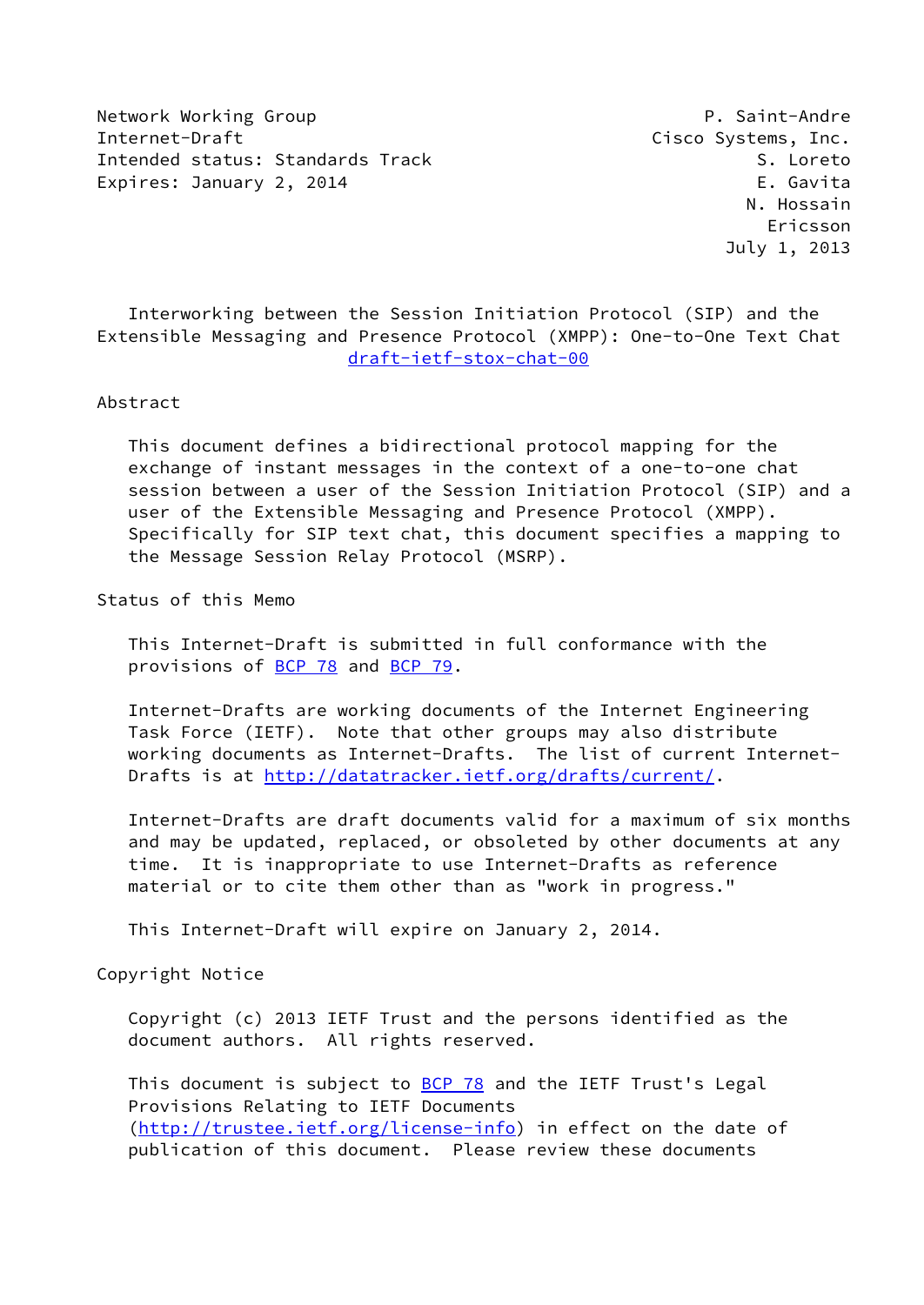Network Working Group                                    P. Saint-Andre
Internet-Draft                                      Cisco Systems, Inc.
Intended status: Standards Track                              S. Loreto
Expires: January 2, 2014                                      E. Gavita
                                                             N. Hossain
                                                               Ericsson
                                                           July 1, 2013

# Interworking between the Session Initiation Protocol (SIP) and the Extensible Messaging and Presence Protocol (XMPP): One-to-One Text Chat

draft-ietf-stox-chat-00

## Abstract

This document defines a bidirectional protocol mapping for the exchange of instant messages in the context of a one-to-one chat session between a user of the Session Initiation Protocol (SIP) and a user of the Extensible Messaging and Presence Protocol (XMPP). Specifically for SIP text chat, this document specifies a mapping to the Message Session Relay Protocol (MSRP).

## Status of this Memo

This Internet-Draft is submitted in full conformance with the provisions of BCP 78 and BCP 79.

Internet-Drafts are working documents of the Internet Engineering Task Force (IETF). Note that other groups may also distribute working documents as Internet-Drafts. The list of current Internet-Drafts is at http://datatracker.ietf.org/drafts/current/.

Internet-Drafts are draft documents valid for a maximum of six months and may be updated, replaced, or obsoleted by other documents at any time. It is inappropriate to use Internet-Drafts as reference material or to cite them other than as "work in progress."

This Internet-Draft will expire on January 2, 2014.

## Copyright Notice

Copyright (c) 2013 IETF Trust and the persons identified as the document authors. All rights reserved.

This document is subject to BCP 78 and the IETF Trust's Legal Provisions Relating to IETF Documents (http://trustee.ietf.org/license-info) in effect on the date of publication of this document. Please review these documents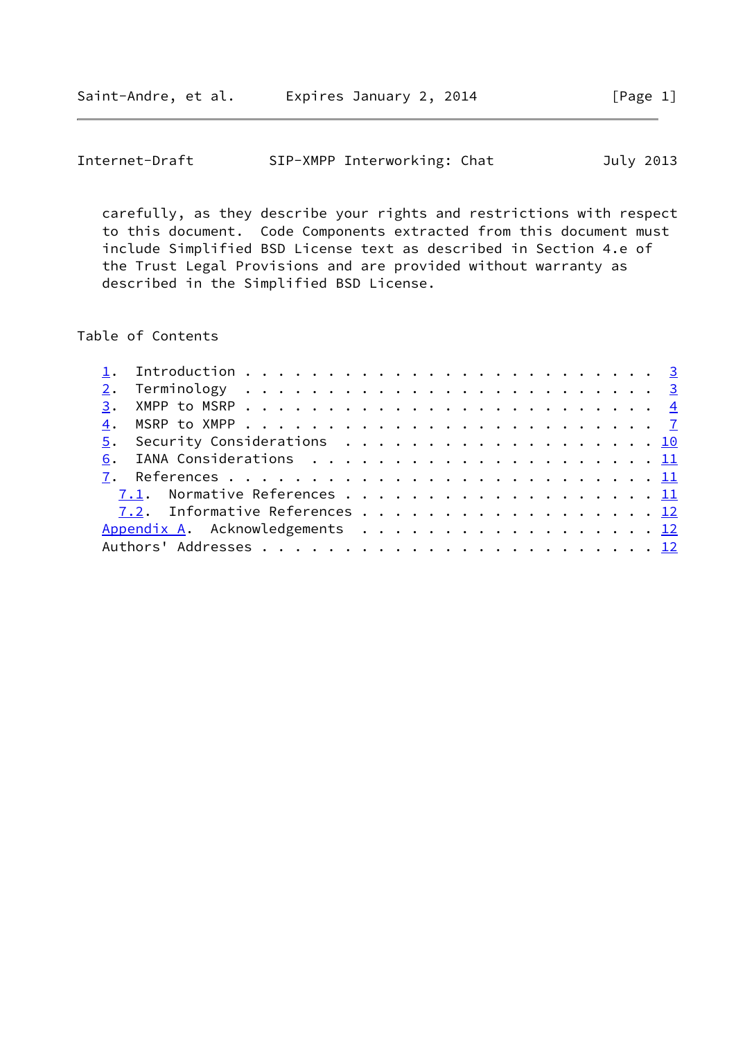carefully, as they describe your rights and restrictions with respect to this document. Code Components extracted from this document must include Simplified BSD License text as described in Section 4.e of the Trust Legal Provisions and are provided without warranty as described in the Simplified BSD License.

## Table of Contents

- 1. Introduction . . . . . . . . . . . . . . . . . . . . . . . . . 3
- 2. Terminology . . . . . . . . . . . . . . . . . . . . . . . . . 3
- 3. XMPP to MSRP . . . . . . . . . . . . . . . . . . . . . . . . . 4
- 4. MSRP to XMPP . . . . . . . . . . . . . . . . . . . . . . . . . 7
- 5. Security Considerations . . . . . . . . . . . . . . . . . . . 10
- 6. IANA Considerations . . . . . . . . . . . . . . . . . . . . . 11
- 7. References . . . . . . . . . . . . . . . . . . . . . . . . . 11
  - 7.1. Normative References . . . . . . . . . . . . . . . . . . . 11
  - 7.2. Informative References . . . . . . . . . . . . . . . . . . 12
- Appendix A. Acknowledgements . . . . . . . . . . . . . . . . . . 12
- Authors' Addresses . . . . . . . . . . . . . . . . . . . . . . . 12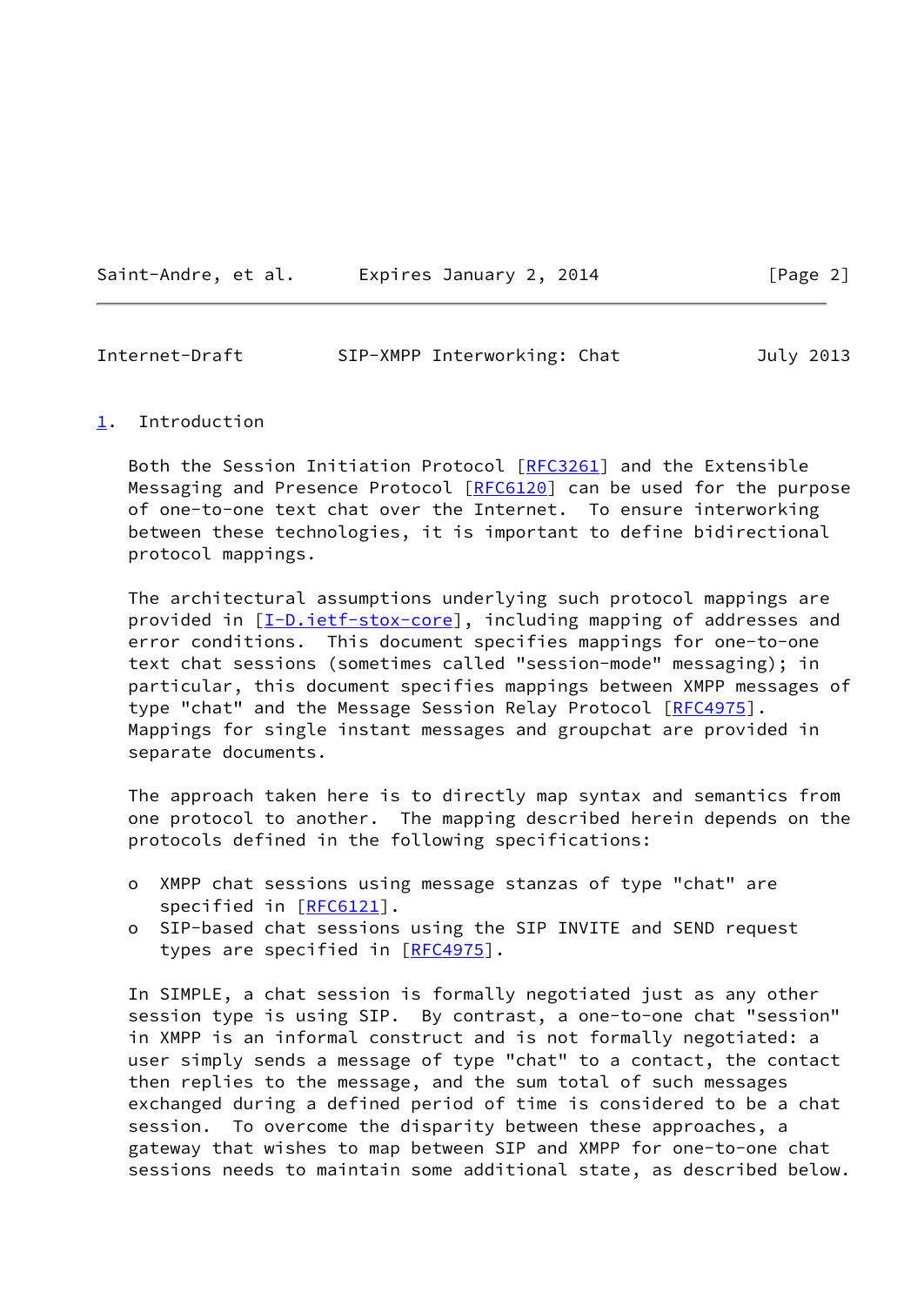## 1. Introduction

Both the Session Initiation Protocol [RFC3261] and the Extensible Messaging and Presence Protocol [RFC6120] can be used for the purpose of one-to-one text chat over the Internet. To ensure interworking between these technologies, it is important to define bidirectional protocol mappings.

The architectural assumptions underlying such protocol mappings are provided in [I-D.ietf-stox-core], including mapping of addresses and error conditions. This document specifies mappings for one-to-one text chat sessions (sometimes called "session-mode" messaging); in particular, this document specifies mappings between XMPP messages of type "chat" and the Message Session Relay Protocol [RFC4975]. Mappings for single instant messages and groupchat are provided in separate documents.

The approach taken here is to directly map syntax and semantics from one protocol to another. The mapping described herein depends on the protocols defined in the following specifications:

- XMPP chat sessions using message stanzas of type "chat" are specified in [RFC6121].
- SIP-based chat sessions using the SIP INVITE and SEND request types are specified in [RFC4975].

In SIMPLE, a chat session is formally negotiated just as any other session type is using SIP. By contrast, a one-to-one chat "session" in XMPP is an informal construct and is not formally negotiated: a user simply sends a message of type "chat" to a contact, the contact then replies to the message, and the sum total of such messages exchanged during a defined period of time is considered to be a chat session. To overcome the disparity between these approaches, a gateway that wishes to map between SIP and XMPP for one-to-one chat sessions needs to maintain some additional state, as described below.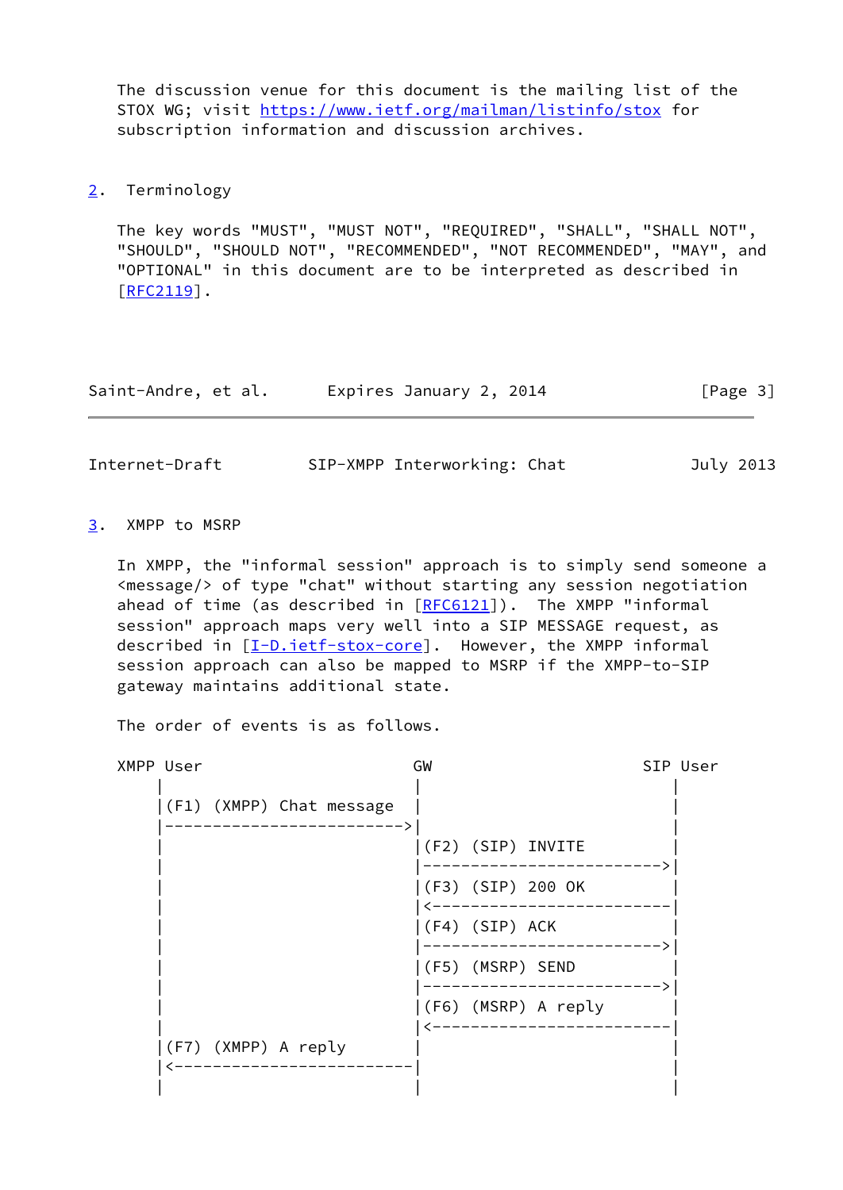The discussion venue for this document is the mailing list of the STOX WG; visit https://www.ietf.org/mailman/listinfo/stox for subscription information and discussion archives.

## 2. Terminology

The key words "MUST", "MUST NOT", "REQUIRED", "SHALL", "SHALL NOT", "SHOULD", "SHOULD NOT", "RECOMMENDED", "NOT RECOMMENDED", "MAY", and "OPTIONAL" in this document are to be interpreted as described in [RFC2119].

## 3. XMPP to MSRP

In XMPP, the "informal session" approach is to simply send someone a <message/> of type "chat" without starting any session negotiation ahead of time (as described in [RFC6121]). The XMPP "informal session" approach maps very well into a SIP MESSAGE request, as described in [I-D.ietf-stox-core]. However, the XMPP informal session approach can also be mapped to MSRP if the XMPP-to-SIP gateway maintains additional state.

The order of events is as follows.

```
XMPP User                           GW                      SIP User
    |                               |                          |
    |(F1) (XMPP) Chat message       |                          |
    |------------------------------>|                          |
    |                               |(F2) (SIP) INVITE         |
    |                               |------------------------->|
    |                               |(F3) (SIP) 200 OK         |
    |                               |<-------------------------|
    |                               |(F4) (SIP) ACK            |
    |                               |------------------------->|
    |                               |(F5) (MSRP) SEND          |
    |                               |------------------------->|
    |                               |(F6) (MSRP) A reply       |
    |                               |<-------------------------|
    |(F7) (XMPP) A reply            |                          |
    |<------------------------------|                          |
    |                               |                          |
```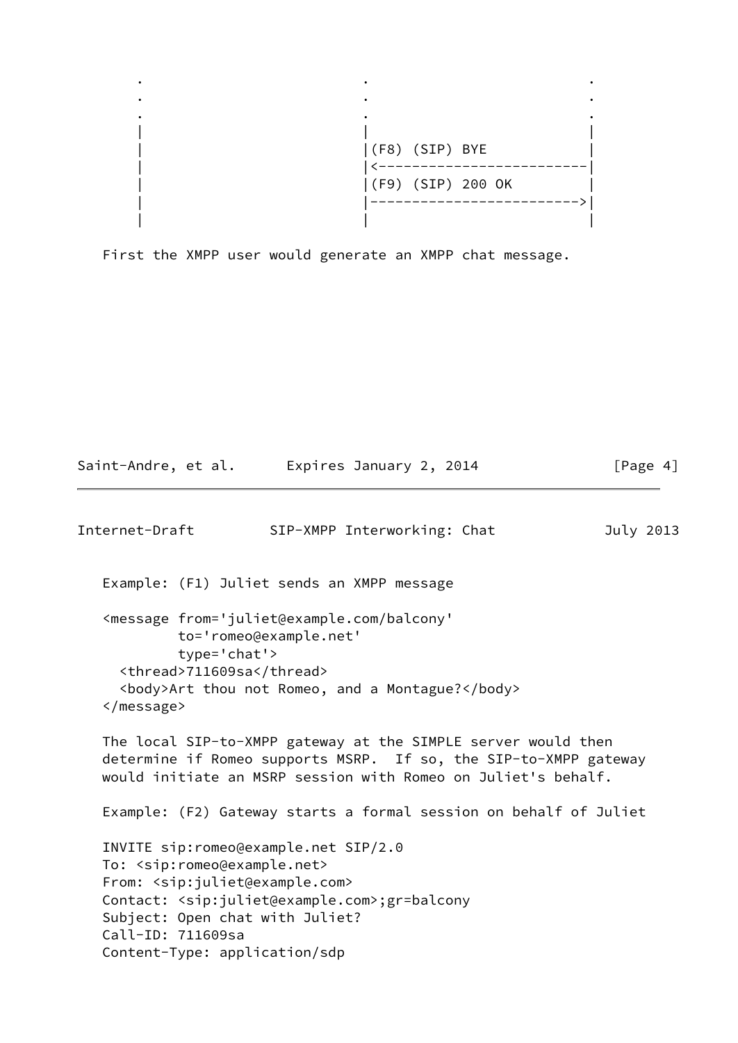```
     .                         .                         .
     .                         .                         .
     .                         .                         .
     |                         |                         |
     |                         |(F8) (SIP) BYE           |
     |                         |<------------------------|
     |                         |(F9) (SIP) 200 OK        |
     |                         |------------------------>|
     |                         |                         |
```

First the XMPP user would generate an XMPP chat message.

Example: (F1) Juliet sends an XMPP message

```
<message from='juliet@example.com/balcony'
         to='romeo@example.net'
         type='chat'>
  <thread>711609sa</thread>
  <body>Art thou not Romeo, and a Montague?</body>
</message>
```

The local SIP-to-XMPP gateway at the SIMPLE server would then determine if Romeo supports MSRP. If so, the SIP-to-XMPP gateway would initiate an MSRP session with Romeo on Juliet's behalf.

Example: (F2) Gateway starts a formal session on behalf of Juliet

```
INVITE sip:romeo@example.net SIP/2.0
To: <sip:romeo@example.net>
From: <sip:juliet@example.com>
Contact: <sip:juliet@example.com>;gr=balcony
Subject: Open chat with Juliet?
Call-ID: 711609sa
Content-Type: application/sdp
```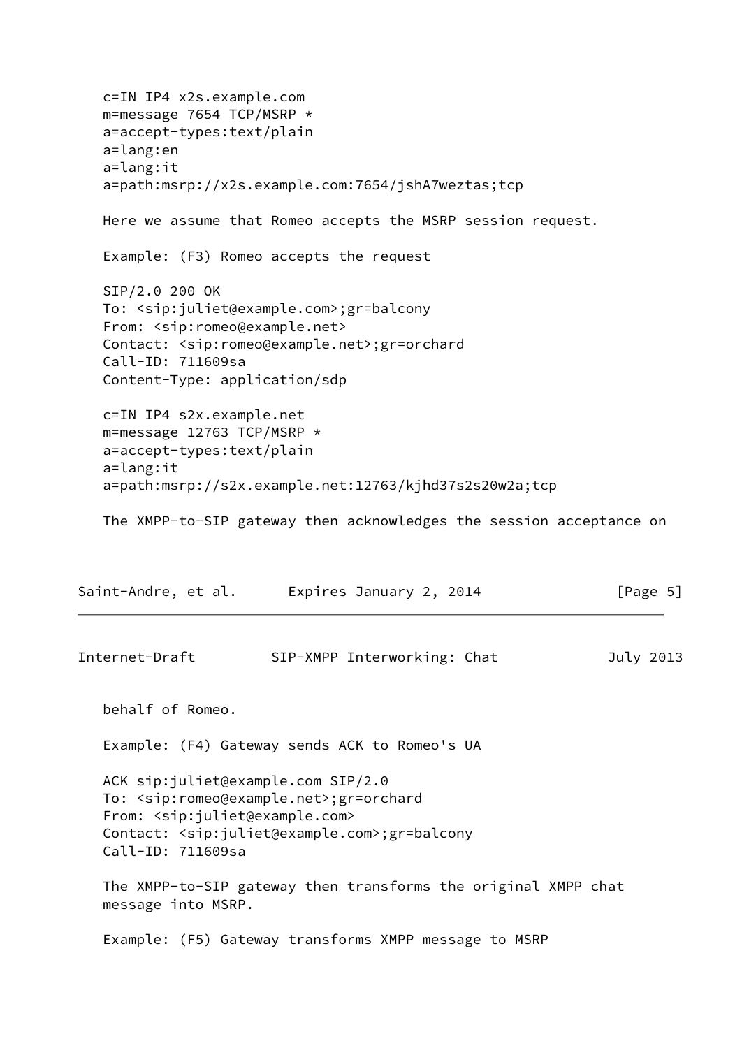```
c=IN IP4 x2s.example.com
m=message 7654 TCP/MSRP *
a=accept-types:text/plain
a=lang:en
a=lang:it
a=path:msrp://x2s.example.com:7654/jshA7weztas;tcp
```

Here we assume that Romeo accepts the MSRP session request.

Example: (F3) Romeo accepts the request

```
SIP/2.0 200 OK
To: <sip:juliet@example.com>;gr=balcony
From: <sip:romeo@example.net>
Contact: <sip:romeo@example.net>;gr=orchard
Call-ID: 711609sa
Content-Type: application/sdp

c=IN IP4 s2x.example.net
m=message 12763 TCP/MSRP *
a=accept-types:text/plain
a=lang:it
a=path:msrp://s2x.example.net:12763/kjhd37s2s20w2a;tcp
```

The XMPP-to-SIP gateway then acknowledges the session acceptance on behalf of Romeo.

Example: (F4) Gateway sends ACK to Romeo's UA

```
ACK sip:juliet@example.com SIP/2.0
To: <sip:romeo@example.net>;gr=orchard
From: <sip:juliet@example.com>
Contact: <sip:juliet@example.com>;gr=balcony
Call-ID: 711609sa
```

The XMPP-to-SIP gateway then transforms the original XMPP chat message into MSRP.

Example: (F5) Gateway transforms XMPP message to MSRP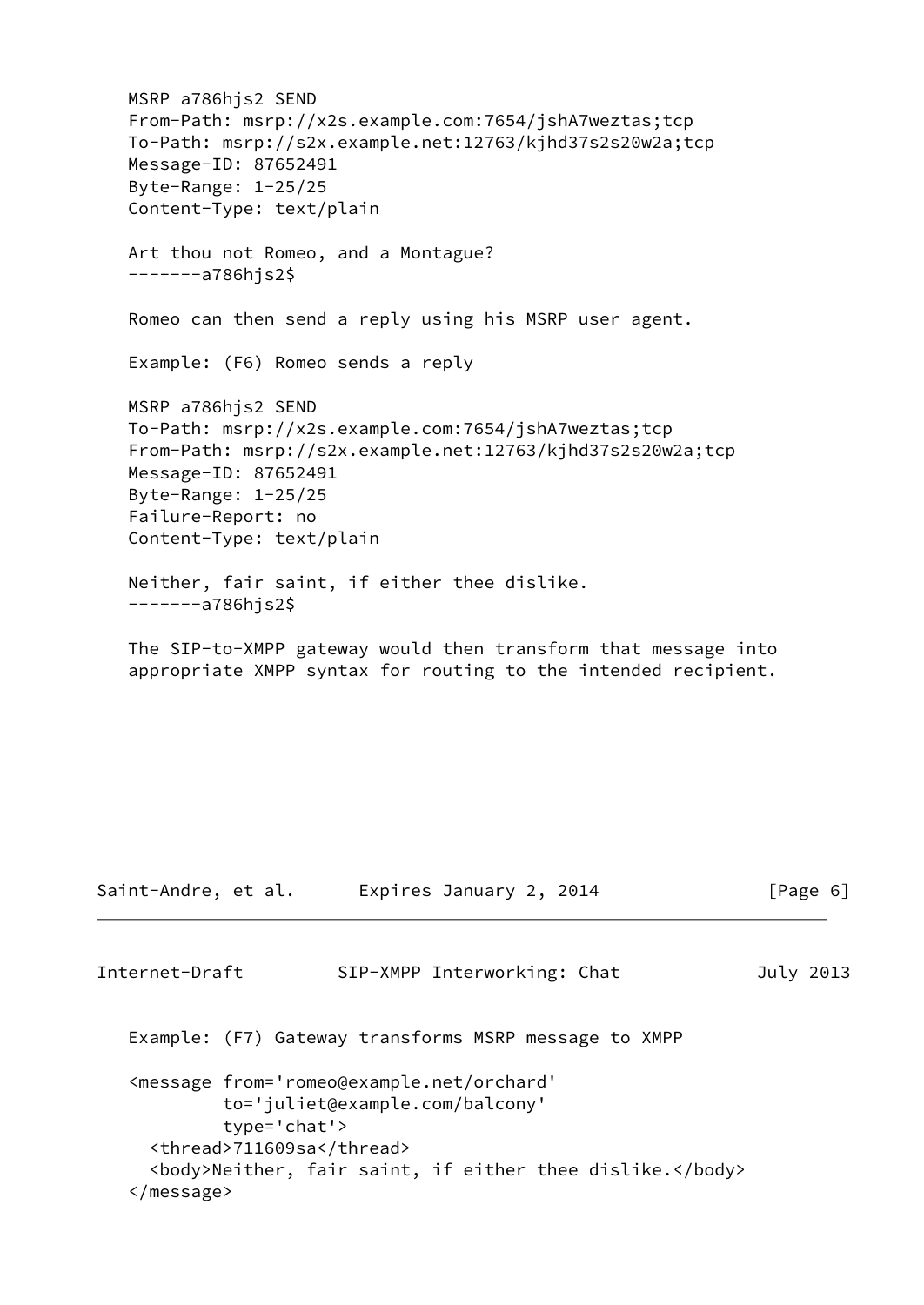```
MSRP a786hjs2 SEND
From-Path: msrp://x2s.example.com:7654/jshA7weztas;tcp
To-Path: msrp://s2x.example.net:12763/kjhd37s2s20w2a;tcp
Message-ID: 87652491
Byte-Range: 1-25/25
Content-Type: text/plain

Art thou not Romeo, and a Montague?
-------a786hjs2$
```

Romeo can then send a reply using his MSRP user agent.

Example: (F6) Romeo sends a reply

```
MSRP a786hjs2 SEND
To-Path: msrp://x2s.example.com:7654/jshA7weztas;tcp
From-Path: msrp://s2x.example.net:12763/kjhd37s2s20w2a;tcp
Message-ID: 87652491
Byte-Range: 1-25/25
Failure-Report: no
Content-Type: text/plain

Neither, fair saint, if either thee dislike.
-------a786hjs2$
```

The SIP-to-XMPP gateway would then transform that message into appropriate XMPP syntax for routing to the intended recipient.

Example: (F7) Gateway transforms MSRP message to XMPP

```
<message from='romeo@example.net/orchard'
         to='juliet@example.com/balcony'
         type='chat'>
  <thread>711609sa</thread>
  <body>Neither, fair saint, if either thee dislike.</body>
</message>
```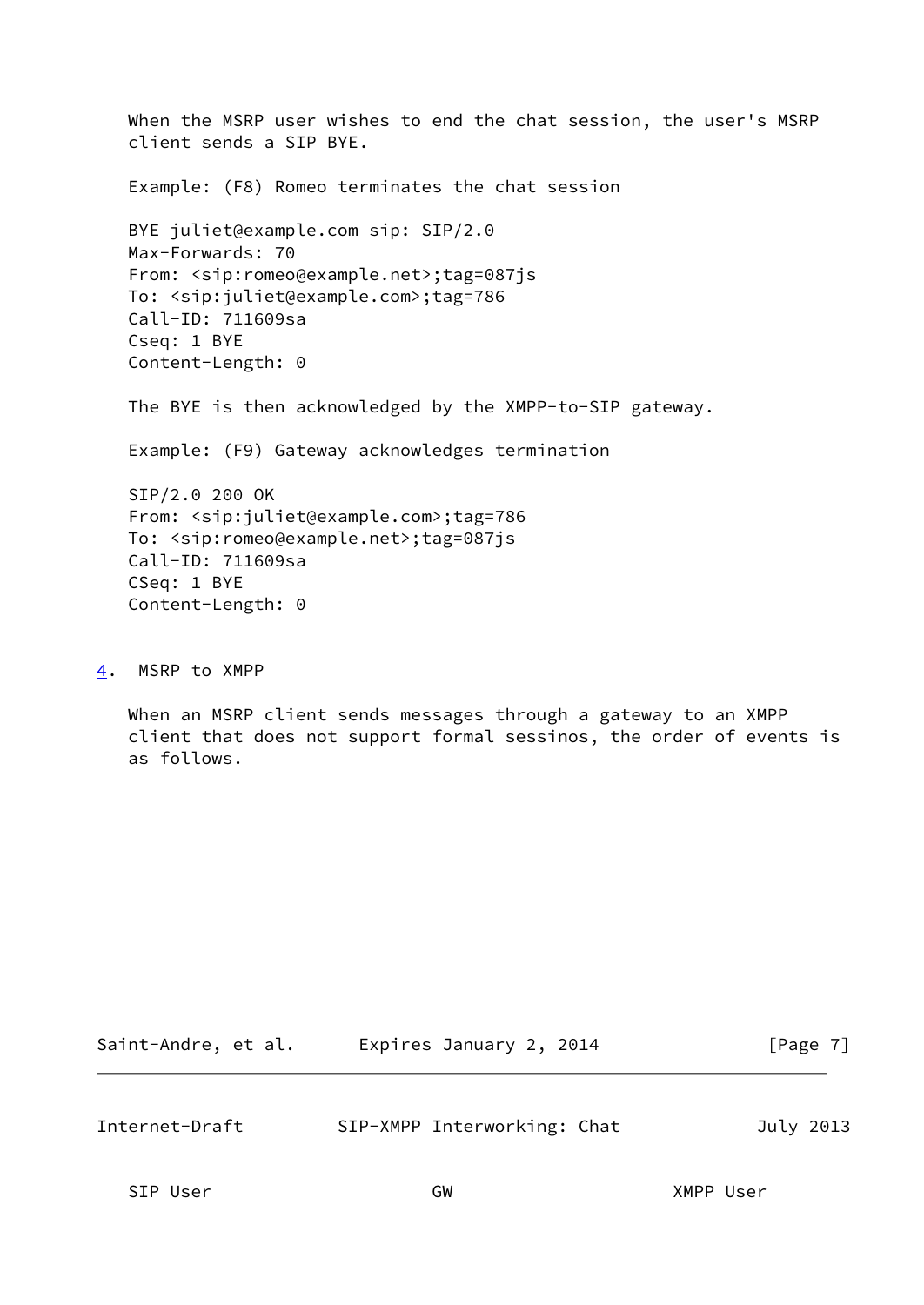When the MSRP user wishes to end the chat session, the user's MSRP client sends a SIP BYE.

Example: (F8) Romeo terminates the chat session

```
BYE juliet@example.com sip: SIP/2.0
Max-Forwards: 70
From: <sip:romeo@example.net>;tag=087js
To: <sip:juliet@example.com>;tag=786
Call-ID: 711609sa
Cseq: 1 BYE
Content-Length: 0
```

The BYE is then acknowledged by the XMPP-to-SIP gateway.

Example: (F9) Gateway acknowledges termination

```
SIP/2.0 200 OK
From: <sip:juliet@example.com>;tag=786
To: <sip:romeo@example.net>;tag=087js
Call-ID: 711609sa
CSeq: 1 BYE
Content-Length: 0
```

## 4. MSRP to XMPP

When an MSRP client sends messages through a gateway to an XMPP client that does not support formal sessinos, the order of events is as follows.

```
SIP User                  GW                    XMPP User
```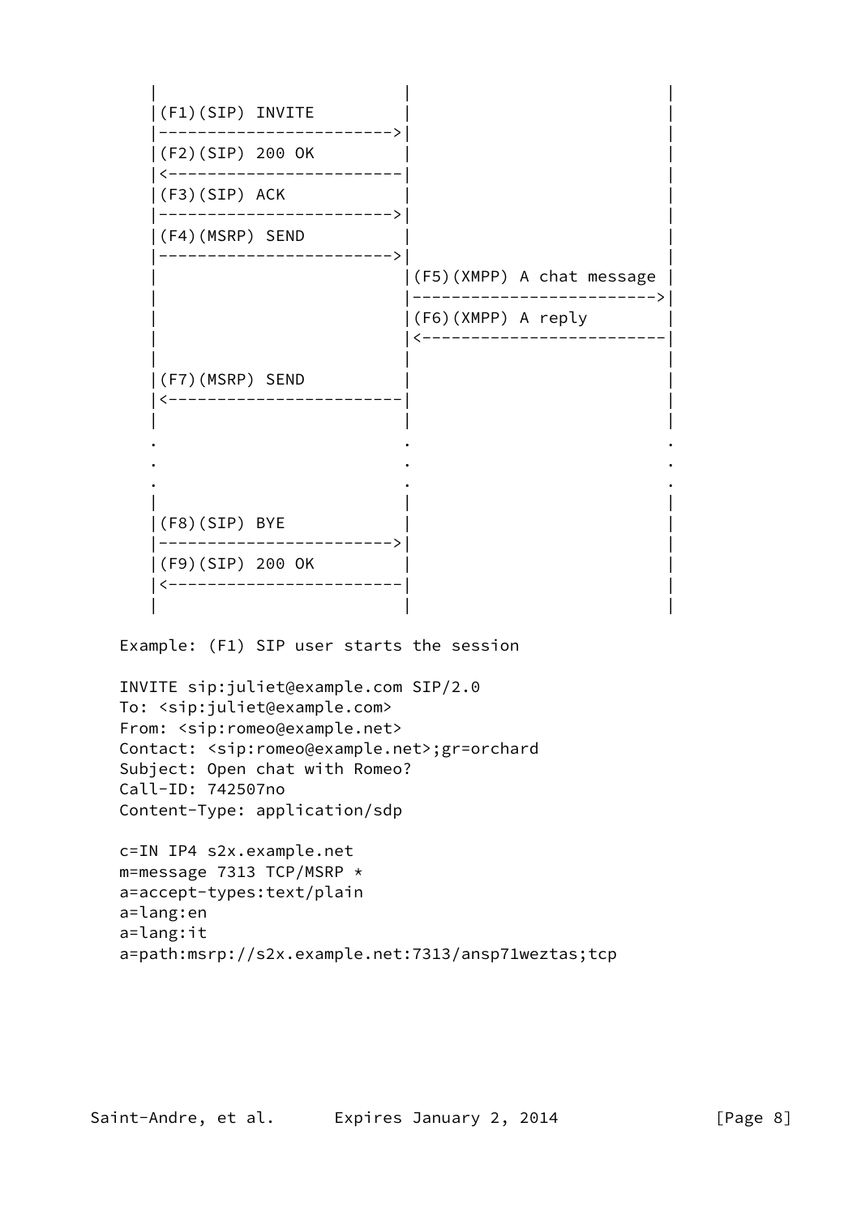```
    |                          |                          |
    |(F1)(SIP) INVITE          |                          |
    |------------------------->|                          |
    |(F2)(SIP) 200 OK          |                          |
    |<-------------------------|                          |
    |(F3)(SIP) ACK             |                          |
    |------------------------->|                          |
    |(F4)(MSRP) SEND           |                          |
    |------------------------->|                          |
    |                          |(F5)(XMPP) A chat message |
    |                          |------------------------->|
    |                          |(F6)(XMPP) A reply        |
    |                          |<-------------------------|
    |                          |                          |
    |(F7)(MSRP) SEND           |                          |
    |<-------------------------|                          |
    |                          |                          |
    .                          .                          .
    .                          .                          .
    .                          .                          .
    |                          |                          |
    |(F8)(SIP) BYE             |                          |
    |------------------------->|                          |
    |(F9)(SIP) 200 OK          |                          |
    |<-------------------------|                          |
    |                          |                          |
```

Example: (F1) SIP user starts the session

```
INVITE sip:juliet@example.com SIP/2.0
To: <sip:juliet@example.com>
From: <sip:romeo@example.net>
Contact: <sip:romeo@example.net>;gr=orchard
Subject: Open chat with Romeo?
Call-ID: 742507no
Content-Type: application/sdp

c=IN IP4 s2x.example.net
m=message 7313 TCP/MSRP *
a=accept-types:text/plain
a=lang:en
a=lang:it
a=path:msrp://s2x.example.net:7313/ansp71weztas;tcp
```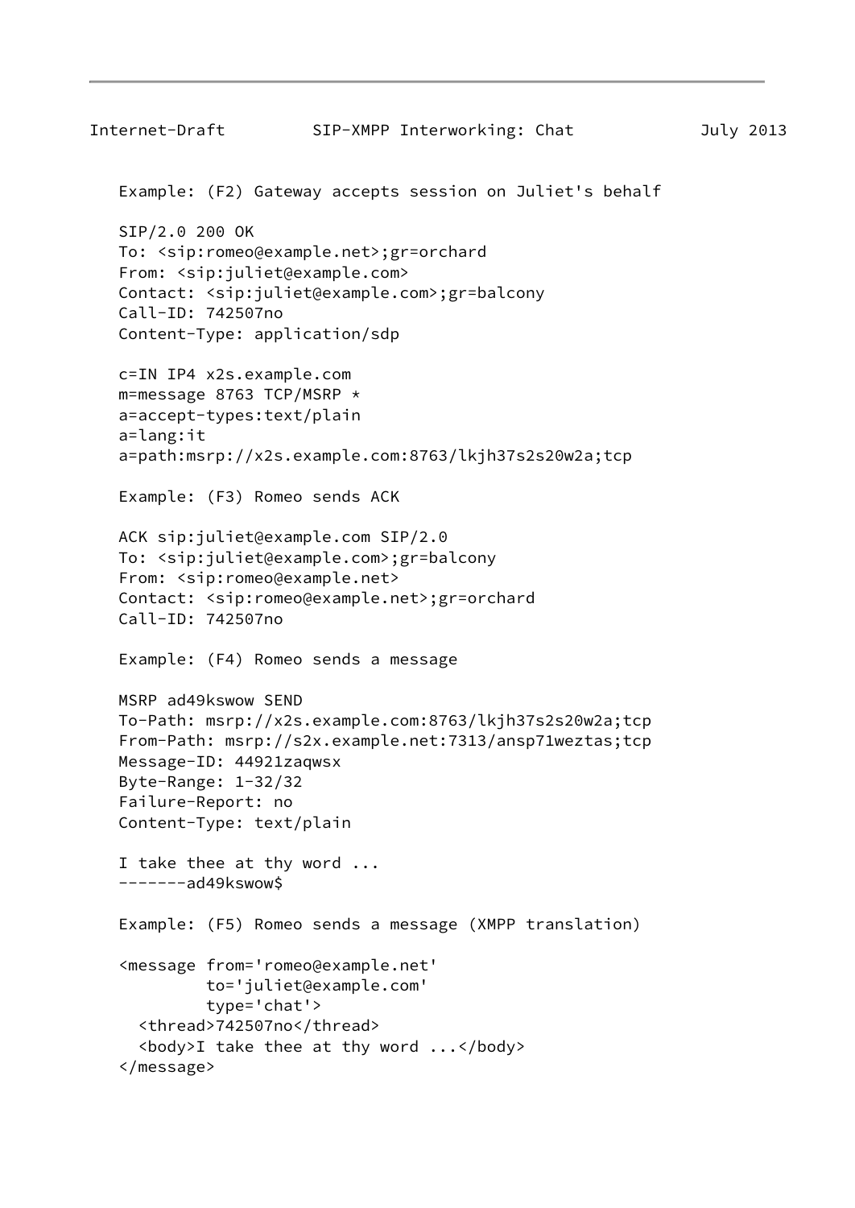Example: (F2) Gateway accepts session on Juliet's behalf

```
SIP/2.0 200 OK
To: <sip:romeo@example.net>;gr=orchard
From: <sip:juliet@example.com>
Contact: <sip:juliet@example.com>;gr=balcony
Call-ID: 742507no
Content-Type: application/sdp

c=IN IP4 x2s.example.com
m=message 8763 TCP/MSRP *
a=accept-types:text/plain
a=lang:it
a=path:msrp://x2s.example.com:8763/lkjh37s2s20w2a;tcp
```

Example: (F3) Romeo sends ACK

```
ACK sip:juliet@example.com SIP/2.0
To: <sip:juliet@example.com>;gr=balcony
From: <sip:romeo@example.net>
Contact: <sip:romeo@example.net>;gr=orchard
Call-ID: 742507no
```

Example: (F4) Romeo sends a message

```
MSRP ad49kswow SEND
To-Path: msrp://x2s.example.com:8763/lkjh37s2s20w2a;tcp
From-Path: msrp://s2x.example.net:7313/ansp71weztas;tcp
Message-ID: 44921zaqwsx
Byte-Range: 1-32/32
Failure-Report: no
Content-Type: text/plain

I take thee at thy word ...
-------ad49kswow$
```

Example: (F5) Romeo sends a message (XMPP translation)

```
<message from='romeo@example.net'
         to='juliet@example.com'
         type='chat'>
  <thread>742507no</thread>
  <body>I take thee at thy word ...</body>
</message>
```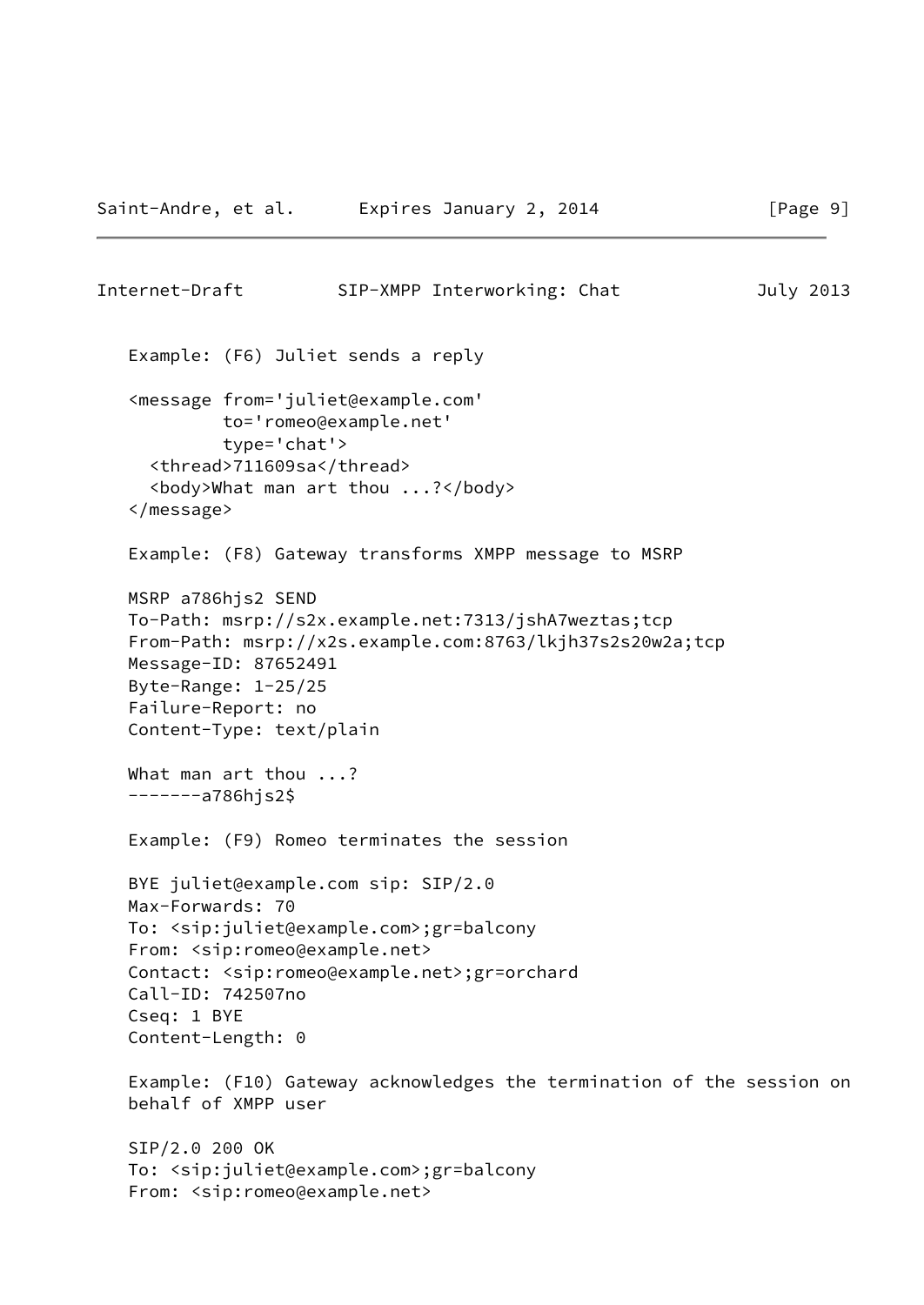Example: (F6) Juliet sends a reply

```
<message from='juliet@example.com'
         to='romeo@example.net'
         type='chat'>
  <thread>711609sa</thread>
  <body>What man art thou ...?</body>
</message>
```

Example: (F8) Gateway transforms XMPP message to MSRP

```
MSRP a786hjs2 SEND
To-Path: msrp://s2x.example.net:7313/jshA7weztas;tcp
From-Path: msrp://x2s.example.com:8763/lkjh37s2s20w2a;tcp
Message-ID: 87652491
Byte-Range: 1-25/25
Failure-Report: no
Content-Type: text/plain

What man art thou ...?
-------a786hjs2$
```

Example: (F9) Romeo terminates the session

```
BYE juliet@example.com sip: SIP/2.0
Max-Forwards: 70
To: <sip:juliet@example.com>;gr=balcony
From: <sip:romeo@example.net>
Contact: <sip:romeo@example.net>;gr=orchard
Call-ID: 742507no
Cseq: 1 BYE
Content-Length: 0
```

Example: (F10) Gateway acknowledges the termination of the session on behalf of XMPP user

```
SIP/2.0 200 OK
To: <sip:juliet@example.com>;gr=balcony
From: <sip:romeo@example.net>
```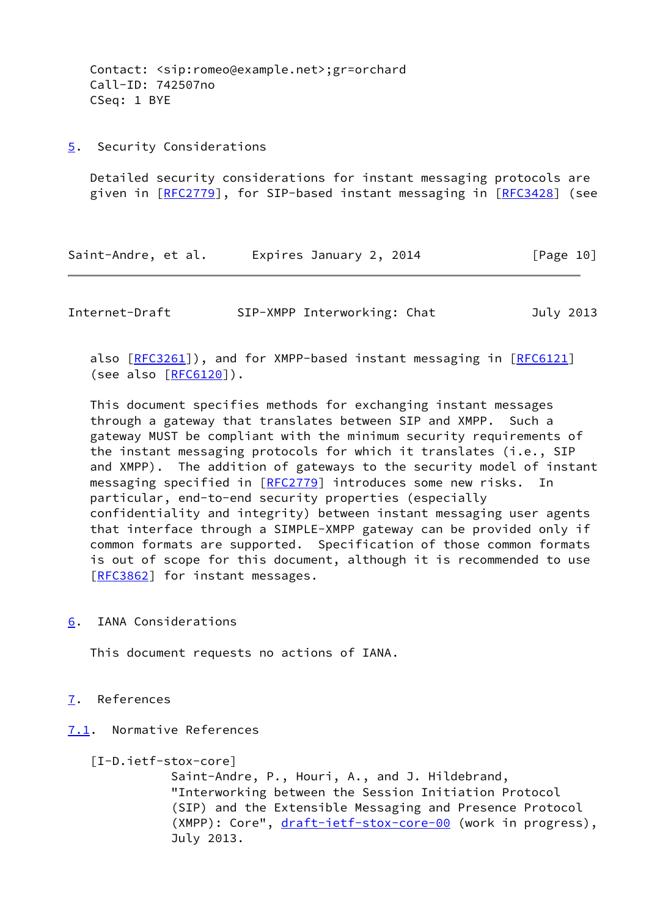```
   Contact: <sip:romeo@example.net>;gr=orchard
   Call-ID: 742507no
   CSeq: 1 BYE
```

## 5. Security Considerations

Detailed security considerations for instant messaging protocols are given in [RFC2779], for SIP-based instant messaging in [RFC3428] (see also [RFC3261]), and for XMPP-based instant messaging in [RFC6121] (see also [RFC6120]).

This document specifies methods for exchanging instant messages through a gateway that translates between SIP and XMPP. Such a gateway MUST be compliant with the minimum security requirements of the instant messaging protocols for which it translates (i.e., SIP and XMPP). The addition of gateways to the security model of instant messaging specified in [RFC2779] introduces some new risks. In particular, end-to-end security properties (especially confidentiality and integrity) between instant messaging user agents that interface through a SIMPLE-XMPP gateway can be provided only if common formats are supported. Specification of those common formats is out of scope for this document, although it is recommended to use [RFC3862] for instant messages.

## 6. IANA Considerations

This document requests no actions of IANA.

## 7. References

### 7.1. Normative References

[I-D.ietf-stox-core]
Saint-Andre, P., Houri, A., and J. Hildebrand, "Interworking between the Session Initiation Protocol (SIP) and the Extensible Messaging and Presence Protocol (XMPP): Core", draft-ietf-stox-core-00 (work in progress), July 2013.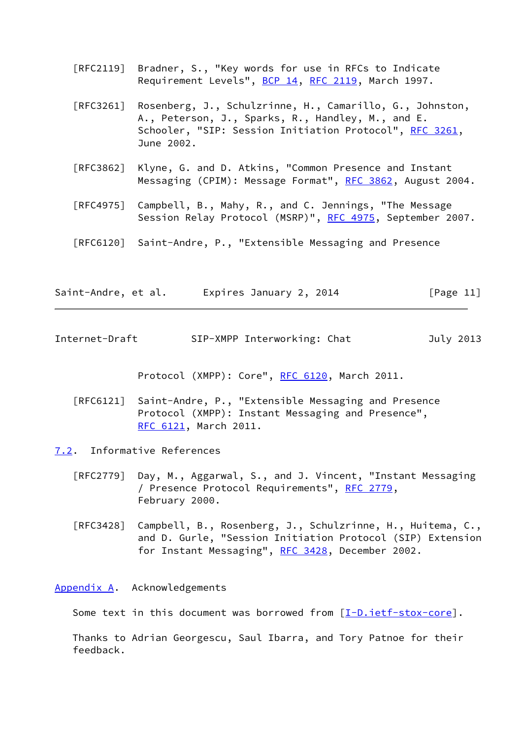[RFC2119] Bradner, S., "Key words for use in RFCs to Indicate Requirement Levels", BCP 14, RFC 2119, March 1997.

[RFC3261] Rosenberg, J., Schulzrinne, H., Camarillo, G., Johnston, A., Peterson, J., Sparks, R., Handley, M., and E. Schooler, "SIP: Session Initiation Protocol", RFC 3261, June 2002.

[RFC3862] Klyne, G. and D. Atkins, "Common Presence and Instant Messaging (CPIM): Message Format", RFC 3862, August 2004.

[RFC4975] Campbell, B., Mahy, R., and C. Jennings, "The Message Session Relay Protocol (MSRP)", RFC 4975, September 2007.

[RFC6120] Saint-Andre, P., "Extensible Messaging and Presence Protocol (XMPP): Core", RFC 6120, March 2011.

[RFC6121] Saint-Andre, P., "Extensible Messaging and Presence Protocol (XMPP): Instant Messaging and Presence", RFC 6121, March 2011.

### 7.2. Informative References

[RFC2779] Day, M., Aggarwal, S., and J. Vincent, "Instant Messaging / Presence Protocol Requirements", RFC 2779, February 2000.

[RFC3428] Campbell, B., Rosenberg, J., Schulzrinne, H., Huitema, C., and D. Gurle, "Session Initiation Protocol (SIP) Extension for Instant Messaging", RFC 3428, December 2002.

## Appendix A. Acknowledgements

Some text in this document was borrowed from [I-D.ietf-stox-core].

Thanks to Adrian Georgescu, Saul Ibarra, and Tory Patnoe for their feedback.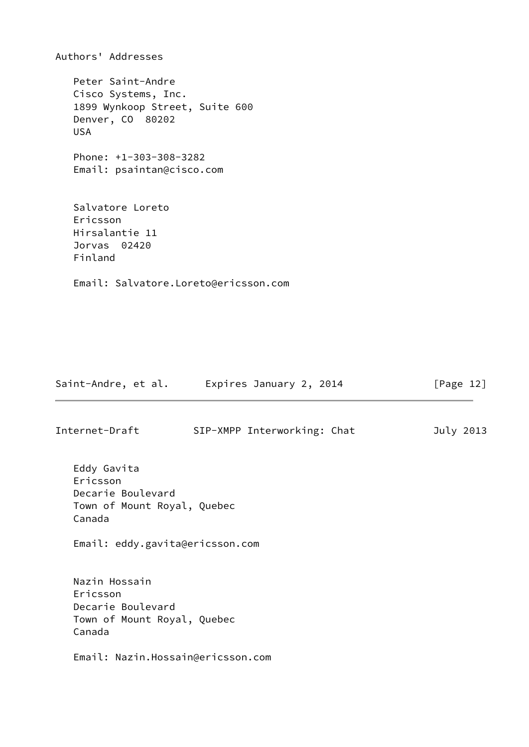# Authors' Addresses

Peter Saint-Andre
Cisco Systems, Inc.
1899 Wynkoop Street, Suite 600
Denver, CO  80202
USA

Phone: +1-303-308-3282
Email: psaintan@cisco.com

Salvatore Loreto
Ericsson
Hirsalantie 11
Jorvas  02420
Finland

Email: Salvatore.Loreto@ericsson.com

Eddy Gavita
Ericsson
Decarie Boulevard
Town of Mount Royal, Quebec
Canada

Email: eddy.gavita@ericsson.com

Nazin Hossain
Ericsson
Decarie Boulevard
Town of Mount Royal, Quebec
Canada

Email: Nazin.Hossain@ericsson.com